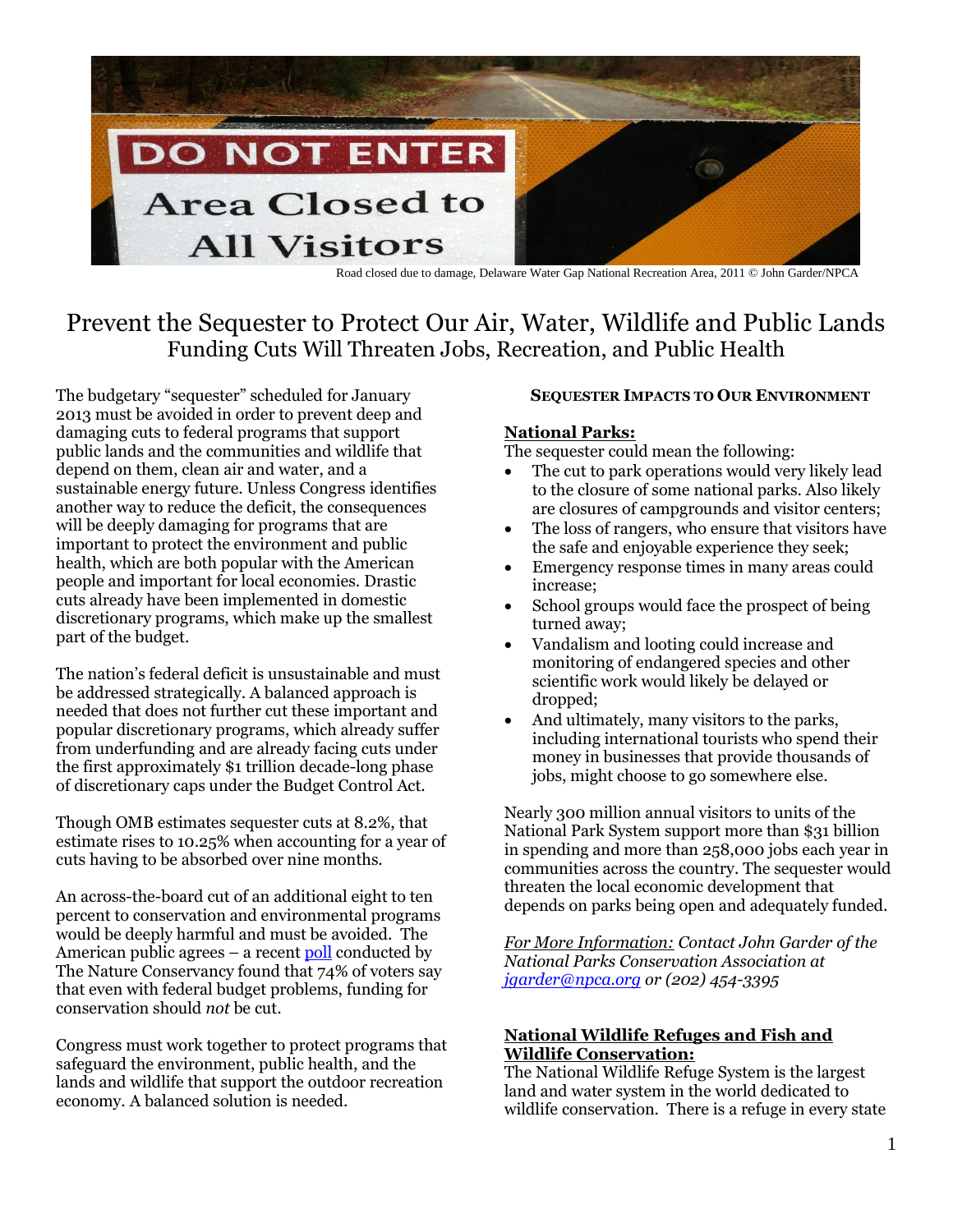Road closed due to damage, Delaware Water Gap National Recreation Area, 2011 © John Garder/NPCA

# Prevent the Sequester to Protect Our Air, Water, Wildlife and Public Lands

## Funding Cuts Will Threaten Jobs, Recreation, and Public Health

The budgetary "sequester" scheduled for January 2013 must be avoided in order to prevent deep and damaging cuts to federal programs that support public lands and the communities and wildlife that depend on them, clean air and water, and a sustainable energy future. Unless Congress identifies another way to reduce the deficit, the consequences will be deeply damaging for programs that are important to protect the environment and public health, which are both popular with the American people and important for local economies. Drastic cuts already have been implemented in domestic discretionary programs, which make up the smallest part of the budget.

The nation's federal deficit is unsustainable and must be addressed strategically. A balanced approach is needed that does not further cut these important and popular discretionary programs, which already suffer from underfunding and are already facing cuts under the first approximately $1 trillion decade-long phase of discretionary caps under the Budget Control Act.

Though OMB estimates sequester cuts at 8.2%, that estimate rises to 10.25% when accounting for a year of cuts having to be absorbed over nine months.

An across-the-board cut of an additional eight to ten percent to conservation and environmental programs would be deeply harmful and must be avoided. The American public agrees – a recent poll conducted by The Nature Conservancy found that 74% of voters say that even with federal budget problems, funding for conservation should *not* be cut.

Congress must work together to protect programs that safeguard the environment, public health, and the lands and wildlife that support the outdoor recreation economy. A balanced solution is needed.

### SEQUESTER IMPACTS TO OUR ENVIRONMENT

#### National Parks:

The sequester could mean the following:

- The cut to park operations would very likely lead to the closure of some national parks. Also likely are closures of campgrounds and visitor centers;
- The loss of rangers, who ensure that visitors have the safe and enjoyable experience they seek;
- Emergency response times in many areas could increase;
- School groups would face the prospect of being turned away;
- Vandalism and looting could increase and monitoring of endangered species and other scientific work would likely be delayed or dropped;
- And ultimately, many visitors to the parks, including international tourists who spend their money in businesses that provide thousands of jobs, might choose to go somewhere else.

Nearly 300 million annual visitors to units of the National Park System support more than $31 billion in spending and more than 258,000 jobs each year in communities across the country. The sequester would threaten the local economic development that depends on parks being open and adequately funded.

*For More Information: Contact John Garder of the National Parks Conservation Association at jgarder@npca.org or (202) 454-3395*

#### National Wildlife Refuges and Fish and Wildlife Conservation:

The National Wildlife Refuge System is the largest land and water system in the world dedicated to wildlife conservation. There is a refuge in every state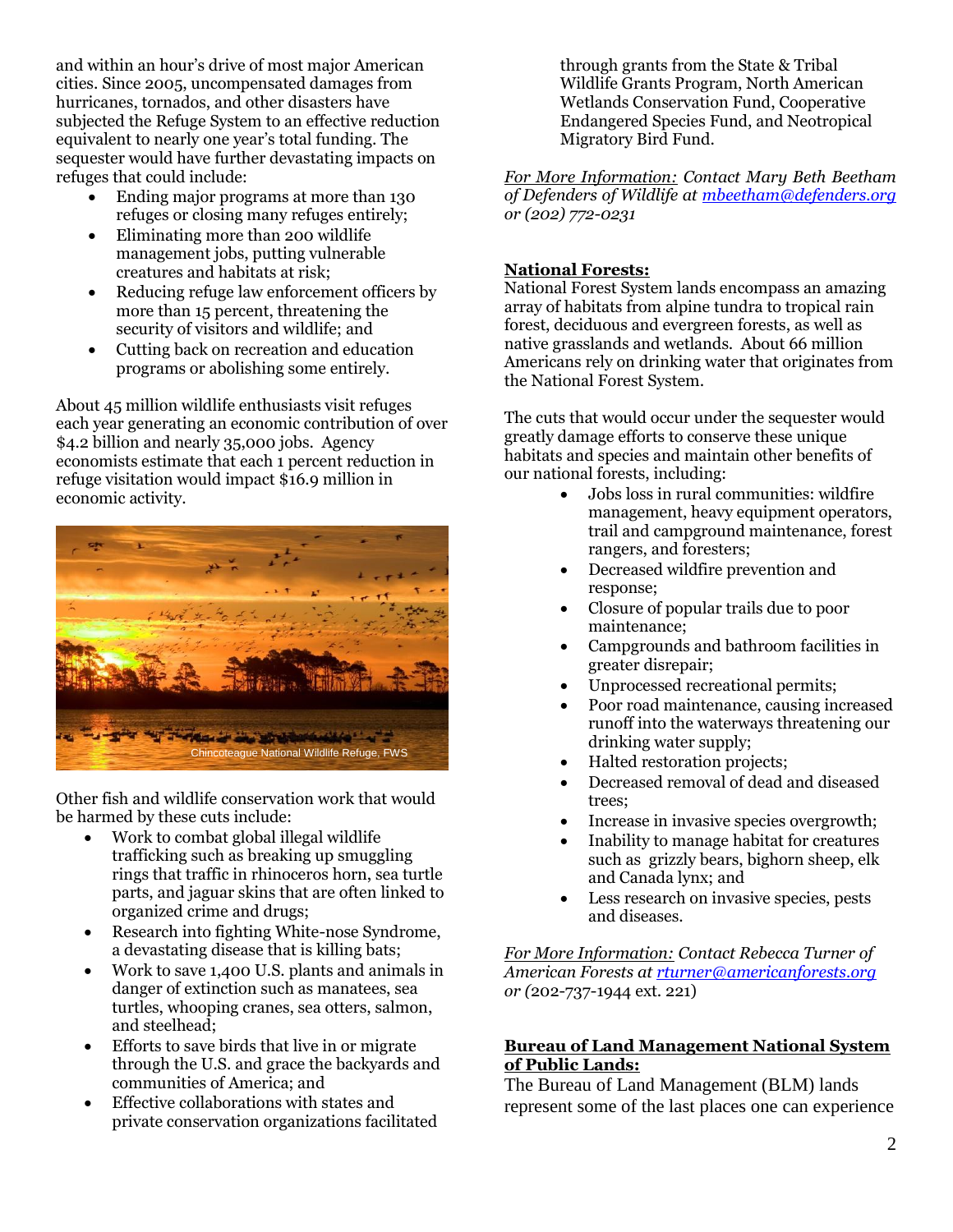and within an hour's drive of most major American cities. Since 2005, uncompensated damages from hurricanes, tornados, and other disasters have subjected the Refuge System to an effective reduction equivalent to nearly one year's total funding. The sequester would have further devastating impacts on refuges that could include:

- Ending major programs at more than 130 refuges or closing many refuges entirely;
- Eliminating more than 200 wildlife management jobs, putting vulnerable creatures and habitats at risk;
- Reducing refuge law enforcement officers by more than 15 percent, threatening the security of visitors and wildlife; and
- Cutting back on recreation and education programs or abolishing some entirely.

About 45 million wildlife enthusiasts visit refuges each year generating an economic contribution of over $4.2 billion and nearly 35,000 jobs. Agency economists estimate that each 1 percent reduction in refuge visitation would impact $16.9 million in economic activity.

Chincoteague National Wildlife Refuge, FWS

Other fish and wildlife conservation work that would be harmed by these cuts include:

- Work to combat global illegal wildlife trafficking such as breaking up smuggling rings that traffic in rhinoceros horn, sea turtle parts, and jaguar skins that are often linked to organized crime and drugs;
- Research into fighting White-nose Syndrome, a devastating disease that is killing bats;
- Work to save 1,400 U.S. plants and animals in danger of extinction such as manatees, sea turtles, whooping cranes, sea otters, salmon, and steelhead;
- Efforts to save birds that live in or migrate through the U.S. and grace the backyards and communities of America; and
- Effective collaborations with states and private conservation organizations facilitated through grants from the State & Tribal Wildlife Grants Program, North American Wetlands Conservation Fund, Cooperative Endangered Species Fund, and Neotropical Migratory Bird Fund.

*For More Information: Contact Mary Beth Beetham of Defenders of Wildlife at mbeetham@defenders.org or (202) 772-0231*

**National Forests:**

National Forest System lands encompass an amazing array of habitats from alpine tundra to tropical rain forest, deciduous and evergreen forests, as well as native grasslands and wetlands. About 66 million Americans rely on drinking water that originates from the National Forest System.

The cuts that would occur under the sequester would greatly damage efforts to conserve these unique habitats and species and maintain other benefits of our national forests, including:

- Jobs loss in rural communities: wildfire management, heavy equipment operators, trail and campground maintenance, forest rangers, and foresters;
- Decreased wildfire prevention and response;
- Closure of popular trails due to poor maintenance;
- Campgrounds and bathroom facilities in greater disrepair;
- Unprocessed recreational permits;
- Poor road maintenance, causing increased runoff into the waterways threatening our drinking water supply;
- Halted restoration projects;
- Decreased removal of dead and diseased trees;
- Increase in invasive species overgrowth;
- Inability to manage habitat for creatures such as grizzly bears, bighorn sheep, elk and Canada lynx; and
- Less research on invasive species, pests and diseases.

*For More Information: Contact Rebecca Turner of American Forests at rturner@americanforests.org or (*202-737-1944 ext. 221)

**Bureau of Land Management National System of Public Lands:**

The Bureau of Land Management (BLM) lands represent some of the last places one can experience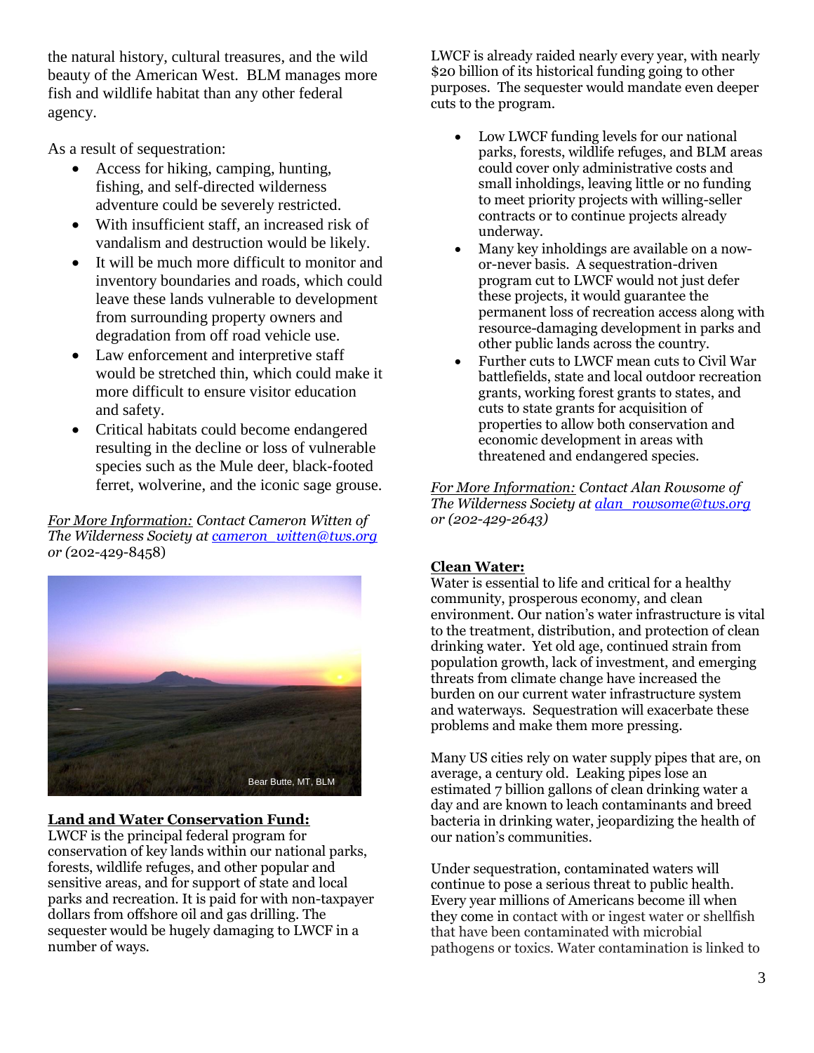the natural history, cultural treasures, and the wild beauty of the American West. BLM manages more fish and wildlife habitat than any other federal agency.

As a result of sequestration:

- Access for hiking, camping, hunting, fishing, and self-directed wilderness adventure could be severely restricted.
- With insufficient staff, an increased risk of vandalism and destruction would be likely.
- It will be much more difficult to monitor and inventory boundaries and roads, which could leave these lands vulnerable to development from surrounding property owners and degradation from off road vehicle use.
- Law enforcement and interpretive staff would be stretched thin, which could make it more difficult to ensure visitor education and safety.
- Critical habitats could become endangered resulting in the decline or loss of vulnerable species such as the Mule deer, black-footed ferret, wolverine, and the iconic sage grouse.

*For More Information: Contact Cameron Witten of The Wilderness Society at cameron_witten@tws.org or (*202-429-8458)

Bear Butte, MT, BLM

**Land and Water Conservation Fund:**

LWCF is the principal federal program for conservation of key lands within our national parks, forests, wildlife refuges, and other popular and sensitive areas, and for support of state and local parks and recreation. It is paid for with non-taxpayer dollars from offshore oil and gas drilling. The sequester would be hugely damaging to LWCF in a number of ways.

LWCF is already raided nearly every year, with nearly $20 billion of its historical funding going to other purposes. The sequester would mandate even deeper cuts to the program.

- Low LWCF funding levels for our national parks, forests, wildlife refuges, and BLM areas could cover only administrative costs and small inholdings, leaving little or no funding to meet priority projects with willing-seller contracts or to continue projects already underway.
- Many key inholdings are available on a now-or-never basis. A sequestration-driven program cut to LWCF would not just defer these projects, it would guarantee the permanent loss of recreation access along with resource-damaging development in parks and other public lands across the country.
- Further cuts to LWCF mean cuts to Civil War battlefields, state and local outdoor recreation grants, working forest grants to states, and cuts to state grants for acquisition of properties to allow both conservation and economic development in areas with threatened and endangered species.

*For More Information: Contact Alan Rowsome of The Wilderness Society at alan_rowsome@tws.org or (202-429-2643)*

**Clean Water:**

Water is essential to life and critical for a healthy community, prosperous economy, and clean environment. Our nation's water infrastructure is vital to the treatment, distribution, and protection of clean drinking water. Yet old age, continued strain from population growth, lack of investment, and emerging threats from climate change have increased the burden on our current water infrastructure system and waterways. Sequestration will exacerbate these problems and make them more pressing.

Many US cities rely on water supply pipes that are, on average, a century old. Leaking pipes lose an estimated 7 billion gallons of clean drinking water a day and are known to leach contaminants and breed bacteria in drinking water, jeopardizing the health of our nation's communities.

Under sequestration, contaminated waters will continue to pose a serious threat to public health. Every year millions of Americans become ill when they come in contact with or ingest water or shellfish that have been contaminated with microbial pathogens or toxics. Water contamination is linked to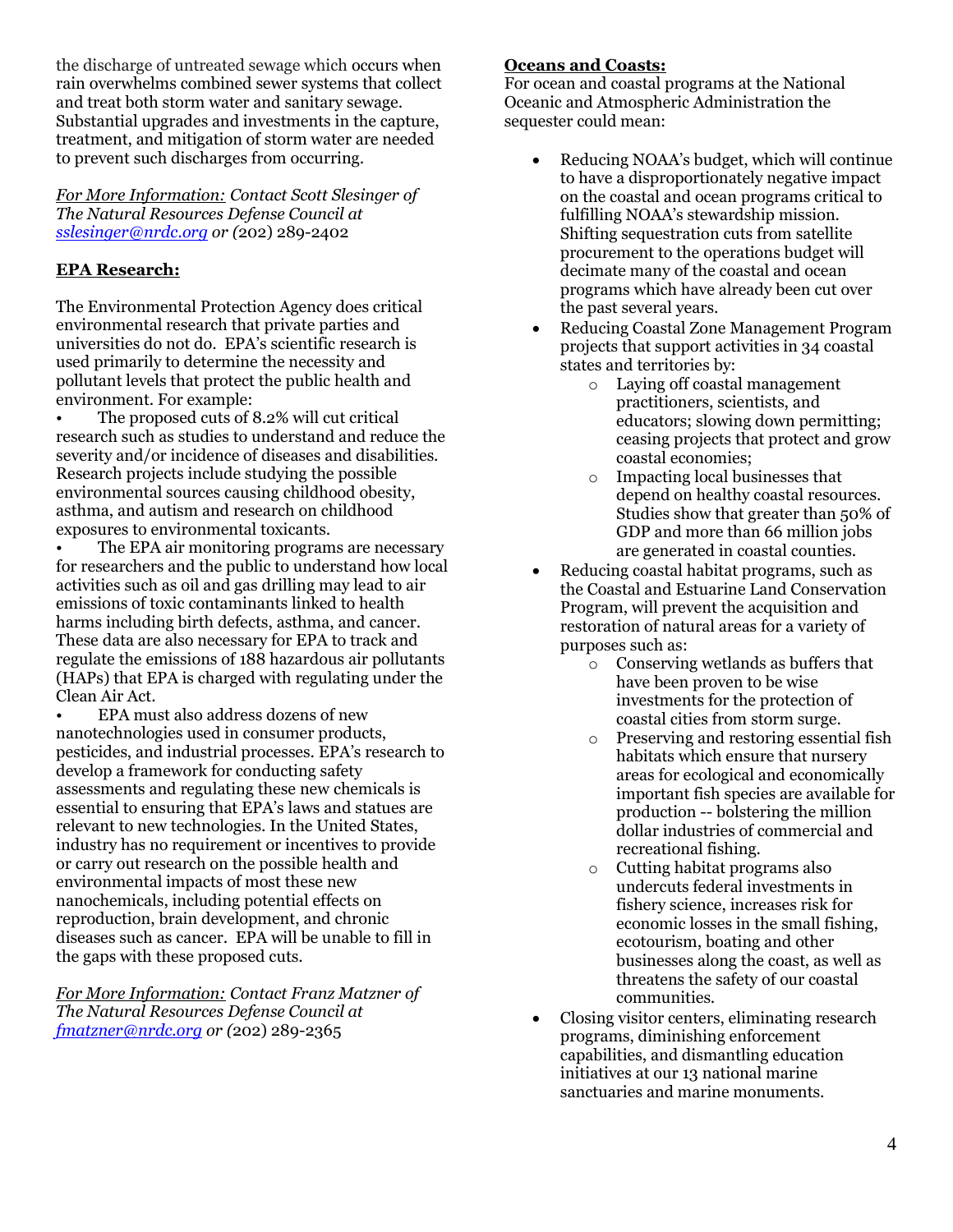the discharge of untreated sewage which occurs when rain overwhelms combined sewer systems that collect and treat both storm water and sanitary sewage. Substantial upgrades and investments in the capture, treatment, and mitigation of storm water are needed to prevent such discharges from occurring.

*For More Information: Contact Scott Slesinger of The Natural Resources Defense Council at sslesinger@nrdc.org or (*202) 289-2402

**EPA Research:**

The Environmental Protection Agency does critical environmental research that private parties and universities do not do. EPA's scientific research is used primarily to determine the necessity and pollutant levels that protect the public health and environment. For example:

- The proposed cuts of 8.2% will cut critical research such as studies to understand and reduce the severity and/or incidence of diseases and disabilities. Research projects include studying the possible environmental sources causing childhood obesity, asthma, and autism and research on childhood exposures to environmental toxicants.
- The EPA air monitoring programs are necessary for researchers and the public to understand how local activities such as oil and gas drilling may lead to air emissions of toxic contaminants linked to health harms including birth defects, asthma, and cancer. These data are also necessary for EPA to track and regulate the emissions of 188 hazardous air pollutants (HAPs) that EPA is charged with regulating under the Clean Air Act.
- EPA must also address dozens of new nanotechnologies used in consumer products, pesticides, and industrial processes. EPA's research to develop a framework for conducting safety assessments and regulating these new chemicals is essential to ensuring that EPA's laws and statues are relevant to new technologies. In the United States, industry has no requirement or incentives to provide or carry out research on the possible health and environmental impacts of most these new nanochemicals, including potential effects on reproduction, brain development, and chronic diseases such as cancer. EPA will be unable to fill in the gaps with these proposed cuts.

*For More Information: Contact Franz Matzner of The Natural Resources Defense Council at fmatzner@nrdc.org or (*202) 289-2365

**Oceans and Coasts:**

For ocean and coastal programs at the National Oceanic and Atmospheric Administration the sequester could mean:

- Reducing NOAA's budget, which will continue to have a disproportionately negative impact on the coastal and ocean programs critical to fulfilling NOAA's stewardship mission. Shifting sequestration cuts from satellite procurement to the operations budget will decimate many of the coastal and ocean programs which have already been cut over the past several years.
- Reducing Coastal Zone Management Program projects that support activities in 34 coastal states and territories by:
  - Laying off coastal management practitioners, scientists, and educators; slowing down permitting; ceasing projects that protect and grow coastal economies;
  - Impacting local businesses that depend on healthy coastal resources. Studies show that greater than 50% of GDP and more than 66 million jobs are generated in coastal counties.
- Reducing coastal habitat programs, such as the Coastal and Estuarine Land Conservation Program, will prevent the acquisition and restoration of natural areas for a variety of purposes such as:
  - Conserving wetlands as buffers that have been proven to be wise investments for the protection of coastal cities from storm surge.
  - Preserving and restoring essential fish habitats which ensure that nursery areas for ecological and economically important fish species are available for production -- bolstering the million dollar industries of commercial and recreational fishing.
  - Cutting habitat programs also undercuts federal investments in fishery science, increases risk for economic losses in the small fishing, ecotourism, boating and other businesses along the coast, as well as threatens the safety of our coastal communities.
- Closing visitor centers, eliminating research programs, diminishing enforcement capabilities, and dismantling education initiatives at our 13 national marine sanctuaries and marine monuments.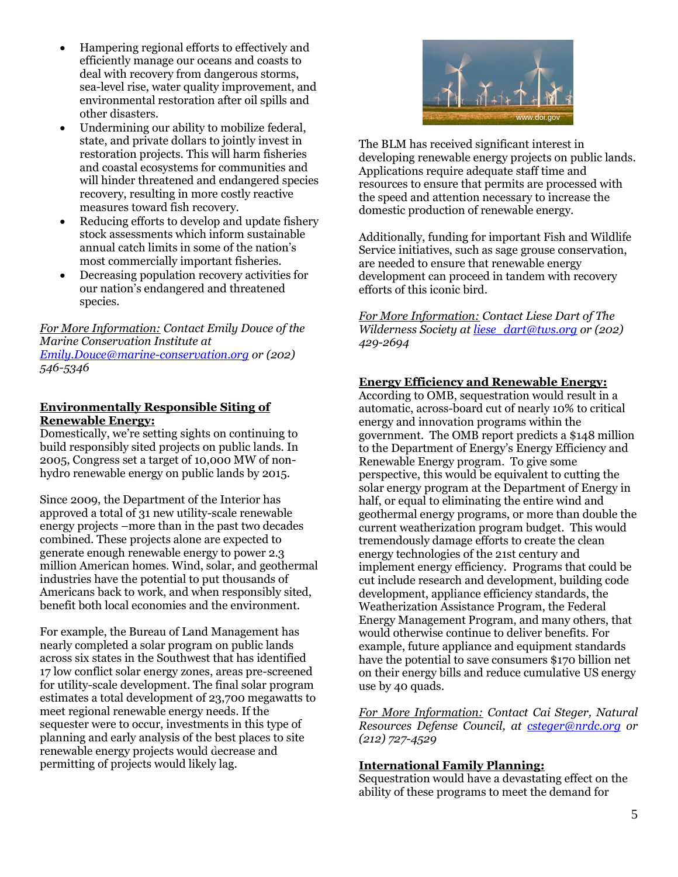- Hampering regional efforts to effectively and efficiently manage our oceans and coasts to deal with recovery from dangerous storms, sea-level rise, water quality improvement, and environmental restoration after oil spills and other disasters.
- Undermining our ability to mobilize federal, state, and private dollars to jointly invest in restoration projects. This will harm fisheries and coastal ecosystems for communities and will hinder threatened and endangered species recovery, resulting in more costly reactive measures toward fish recovery.
- Reducing efforts to develop and update fishery stock assessments which inform sustainable annual catch limits in some of the nation's most commercially important fisheries.
- Decreasing population recovery activities for our nation's endangered and threatened species.

*For More Information: Contact Emily Douce of the Marine Conservation Institute at Emily.Douce@marine-conservation.org or (202) 546-5346*

## Environmentally Responsible Siting of Renewable Energy:

Domestically, we're setting sights on continuing to build responsibly sited projects on public lands. In 2005, Congress set a target of 10,000 MW of non-hydro renewable energy on public lands by 2015.

Since 2009, the Department of the Interior has approved a total of 31 new utility-scale renewable energy projects –more than in the past two decades combined. These projects alone are expected to generate enough renewable energy to power 2.3 million American homes. Wind, solar, and geothermal industries have the potential to put thousands of Americans back to work, and when responsibly sited, benefit both local economies and the environment.

For example, the Bureau of Land Management has nearly completed a solar program on public lands across six states in the Southwest that has identified 17 low conflict solar energy zones, areas pre-screened for utility-scale development. The final solar program estimates a total development of 23,700 megawatts to meet regional renewable energy needs. If the sequester were to occur, investments in this type of planning and early analysis of the best places to site renewable energy projects would decrease and permitting of projects would likely lag.

www.doi.gov

The BLM has received significant interest in developing renewable energy projects on public lands. Applications require adequate staff time and resources to ensure that permits are processed with the speed and attention necessary to increase the domestic production of renewable energy.

Additionally, funding for important Fish and Wildlife Service initiatives, such as sage grouse conservation, are needed to ensure that renewable energy development can proceed in tandem with recovery efforts of this iconic bird.

*For More Information: Contact Liese Dart of The Wilderness Society at liese_dart@tws.org or (202) 429-2694*

## Energy Efficiency and Renewable Energy:

According to OMB, sequestration would result in a automatic, across-board cut of nearly 10% to critical energy and innovation programs within the government. The OMB report predicts a $148 million to the Department of Energy's Energy Efficiency and Renewable Energy program. To give some perspective, this would be equivalent to cutting the solar energy program at the Department of Energy in half, or equal to eliminating the entire wind and geothermal energy programs, or more than double the current weatherization program budget. This would tremendously damage efforts to create the clean energy technologies of the 21st century and implement energy efficiency. Programs that could be cut include research and development, building code development, appliance efficiency standards, the Weatherization Assistance Program, the Federal Energy Management Program, and many others, that would otherwise continue to deliver benefits. For example, future appliance and equipment standards have the potential to save consumers $170 billion net on their energy bills and reduce cumulative US energy use by 40 quads.

*For More Information: Contact Cai Steger, Natural Resources Defense Council, at csteger@nrdc.org or (212) 727-4529*

## International Family Planning:

Sequestration would have a devastating effect on the ability of these programs to meet the demand for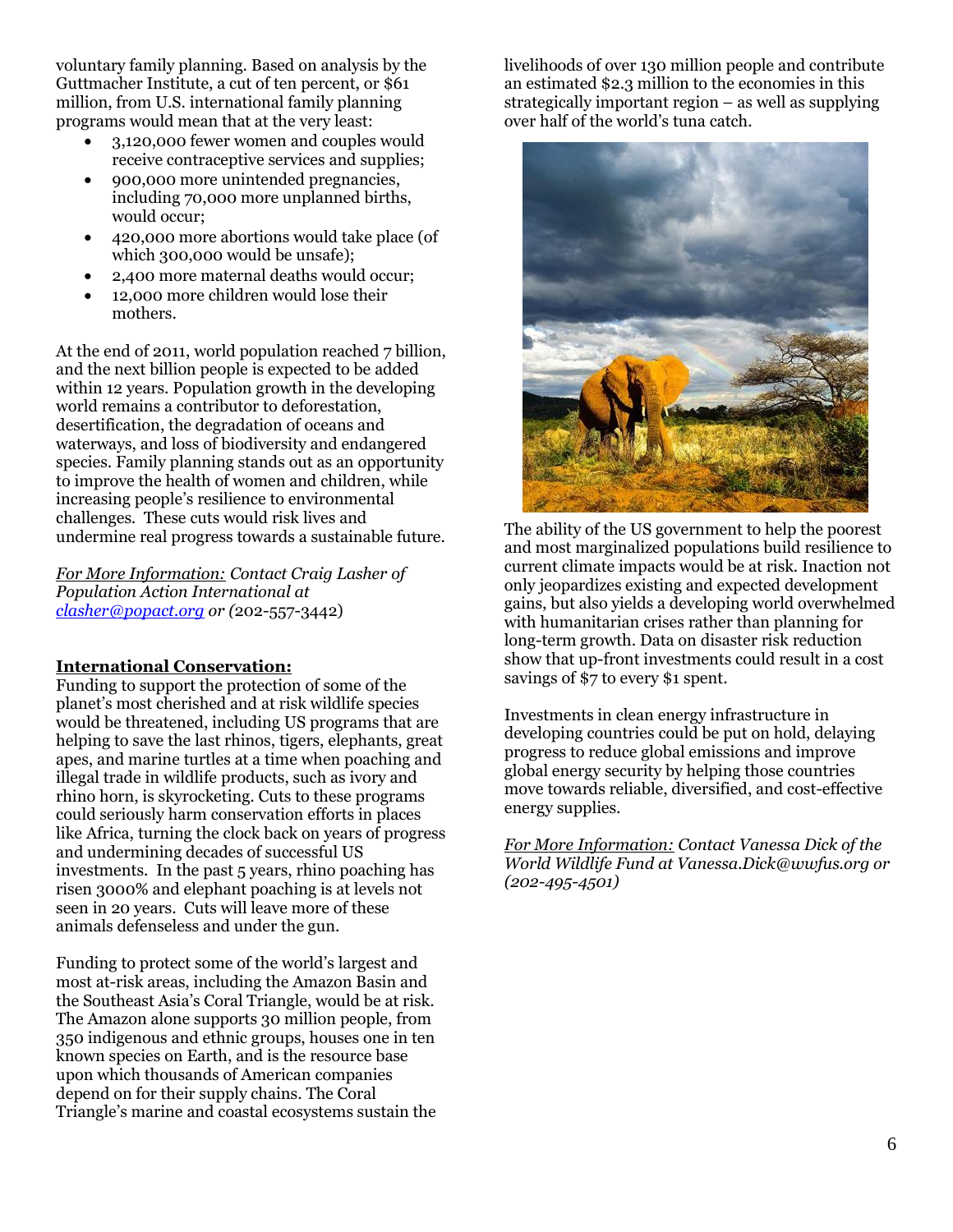voluntary family planning. Based on analysis by the Guttmacher Institute, a cut of ten percent, or $61 million, from U.S. international family planning programs would mean that at the very least:

- 3,120,000 fewer women and couples would receive contraceptive services and supplies;
- 900,000 more unintended pregnancies, including 70,000 more unplanned births, would occur;
- 420,000 more abortions would take place (of which 300,000 would be unsafe);
- 2,400 more maternal deaths would occur;
- 12,000 more children would lose their mothers.

At the end of 2011, world population reached 7 billion, and the next billion people is expected to be added within 12 years. Population growth in the developing world remains a contributor to deforestation, desertification, the degradation of oceans and waterways, and loss of biodiversity and endangered species. Family planning stands out as an opportunity to improve the health of women and children, while increasing people's resilience to environmental challenges. These cuts would risk lives and undermine real progress towards a sustainable future.

*For More Information: Contact Craig Lasher of Population Action International at [clasher@popact.org](mailto:clasher@popact.org) or (*202-557-3442)

**International Conservation:**

Funding to support the protection of some of the planet's most cherished and at risk wildlife species would be threatened, including US programs that are helping to save the last rhinos, tigers, elephants, great apes, and marine turtles at a time when poaching and illegal trade in wildlife products, such as ivory and rhino horn, is skyrocketing. Cuts to these programs could seriously harm conservation efforts in places like Africa, turning the clock back on years of progress and undermining decades of successful US investments. In the past 5 years, rhino poaching has risen 3000% and elephant poaching is at levels not seen in 20 years. Cuts will leave more of these animals defenseless and under the gun.

Funding to protect some of the world's largest and most at-risk areas, including the Amazon Basin and the Southeast Asia's Coral Triangle, would be at risk. The Amazon alone supports 30 million people, from 350 indigenous and ethnic groups, houses one in ten known species on Earth, and is the resource base upon which thousands of American companies depend on for their supply chains. The Coral Triangle's marine and coastal ecosystems sustain the livelihoods of over 130 million people and contribute an estimated $2.3 million to the economies in this strategically important region – as well as supplying over half of the world's tuna catch.

The ability of the US government to help the poorest and most marginalized populations build resilience to current climate impacts would be at risk. Inaction not only jeopardizes existing and expected development gains, but also yields a developing world overwhelmed with humanitarian crises rather than planning for long-term growth. Data on disaster risk reduction show that up-front investments could result in a cost savings of $7 to every $1 spent.

Investments in clean energy infrastructure in developing countries could be put on hold, delaying progress to reduce global emissions and improve global energy security by helping those countries move towards reliable, diversified, and cost-effective energy supplies.

*For More Information: Contact Vanessa Dick of the World Wildlife Fund at Vanessa.Dick@wwfus.org or (202-495-4501)*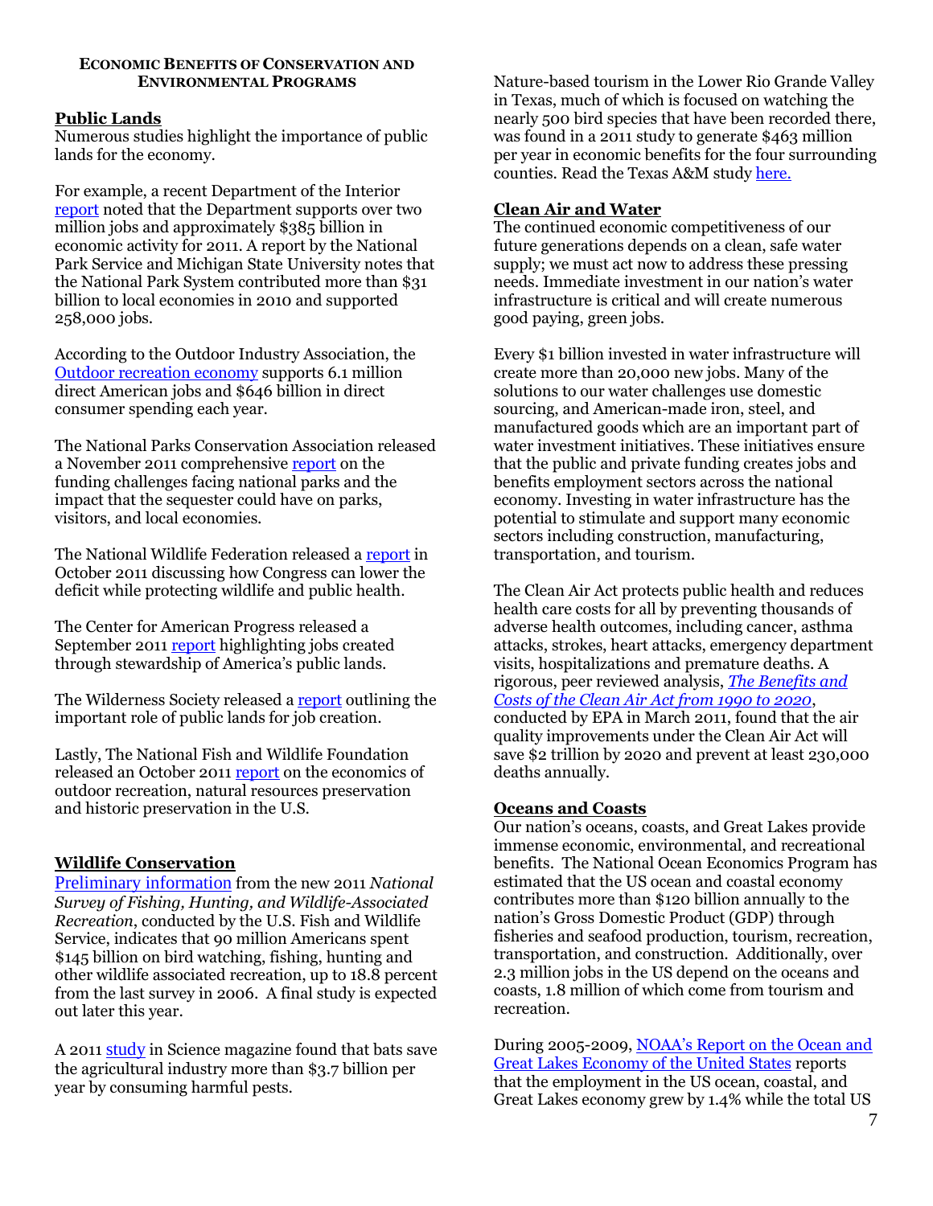**ECONOMIC BENEFITS OF CONSERVATION AND ENVIRONMENTAL PROGRAMS**

## Public Lands

Numerous studies highlight the importance of public lands for the economy.

For example, a recent Department of the Interior report noted that the Department supports over two million jobs and approximately $385 billion in economic activity for 2011. A report by the National Park Service and Michigan State University notes that the National Park System contributed more than $31 billion to local economies in 2010 and supported 258,000 jobs.

According to the Outdoor Industry Association, the Outdoor recreation economy supports 6.1 million direct American jobs and $646 billion in direct consumer spending each year.

The National Parks Conservation Association released a November 2011 comprehensive report on the funding challenges facing national parks and the impact that the sequester could have on parks, visitors, and local economies.

The National Wildlife Federation released a report in October 2011 discussing how Congress can lower the deficit while protecting wildlife and public health.

The Center for American Progress released a September 2011 report highlighting jobs created through stewardship of America's public lands.

The Wilderness Society released a report outlining the important role of public lands for job creation.

Lastly, The National Fish and Wildlife Foundation released an October 2011 report on the economics of outdoor recreation, natural resources preservation and historic preservation in the U.S.

## Wildlife Conservation

Preliminary information from the new 2011 *National Survey of Fishing, Hunting, and Wildlife-Associated Recreation*, conducted by the U.S. Fish and Wildlife Service, indicates that 90 million Americans spent $145 billion on bird watching, fishing, hunting and other wildlife associated recreation, up to 18.8 percent from the last survey in 2006. A final study is expected out later this year.

A 2011 study in Science magazine found that bats save the agricultural industry more than $3.7 billion per year by consuming harmful pests.

Nature-based tourism in the Lower Rio Grande Valley in Texas, much of which is focused on watching the nearly 500 bird species that have been recorded there, was found in a 2011 study to generate $463 million per year in economic benefits for the four surrounding counties. Read the Texas A&M study here.

## Clean Air and Water

The continued economic competitiveness of our future generations depends on a clean, safe water supply; we must act now to address these pressing needs. Immediate investment in our nation's water infrastructure is critical and will create numerous good paying, green jobs.

Every $1 billion invested in water infrastructure will create more than 20,000 new jobs. Many of the solutions to our water challenges use domestic sourcing, and American-made iron, steel, and manufactured goods which are an important part of water investment initiatives. These initiatives ensure that the public and private funding creates jobs and benefits employment sectors across the national economy. Investing in water infrastructure has the potential to stimulate and support many economic sectors including construction, manufacturing, transportation, and tourism.

The Clean Air Act protects public health and reduces health care costs for all by preventing thousands of adverse health outcomes, including cancer, asthma attacks, strokes, heart attacks, emergency department visits, hospitalizations and premature deaths. A rigorous, peer reviewed analysis, *The Benefits and Costs of the Clean Air Act from 1990 to 2020*, conducted by EPA in March 2011, found that the air quality improvements under the Clean Air Act will save $2 trillion by 2020 and prevent at least 230,000 deaths annually.

## Oceans and Coasts

Our nation's oceans, coasts, and Great Lakes provide immense economic, environmental, and recreational benefits. The National Ocean Economics Program has estimated that the US ocean and coastal economy contributes more than $120 billion annually to the nation's Gross Domestic Product (GDP) through fisheries and seafood production, tourism, recreation, transportation, and construction. Additionally, over 2.3 million jobs in the US depend on the oceans and coasts, 1.8 million of which come from tourism and recreation.

During 2005-2009, NOAA's Report on the Ocean and Great Lakes Economy of the United States reports that the employment in the US ocean, coastal, and Great Lakes economy grew by 1.4% while the total US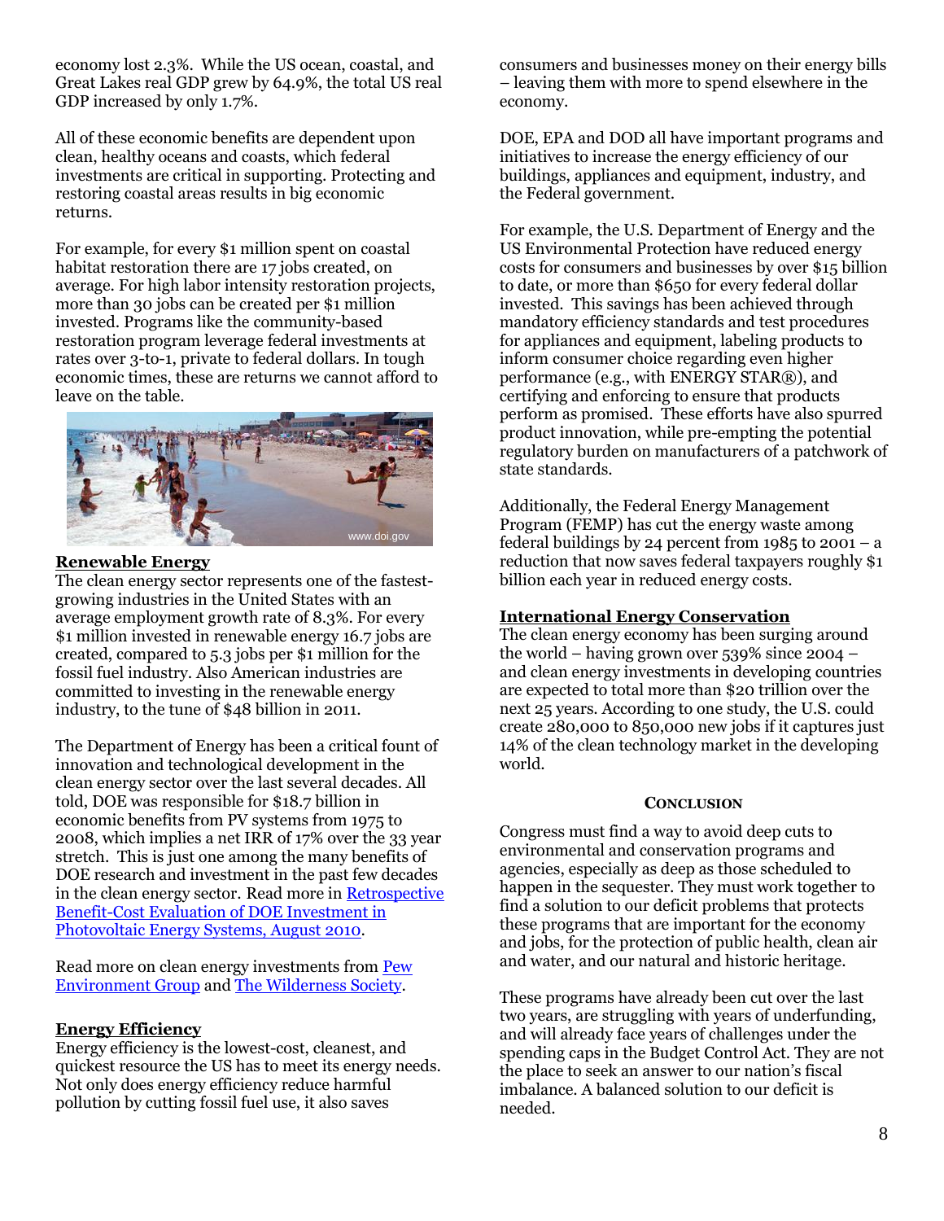economy lost 2.3%. While the US ocean, coastal, and Great Lakes real GDP grew by 64.9%, the total US real GDP increased by only 1.7%.

All of these economic benefits are dependent upon clean, healthy oceans and coasts, which federal investments are critical in supporting. Protecting and restoring coastal areas results in big economic returns.

For example, for every $1 million spent on coastal habitat restoration there are 17 jobs created, on average. For high labor intensity restoration projects, more than 30 jobs can be created per $1 million invested. Programs like the community-based restoration program leverage federal investments at rates over 3-to-1, private to federal dollars. In tough economic times, these are returns we cannot afford to leave on the table.

www.doi.gov

## Renewable Energy

The clean energy sector represents one of the fastest-growing industries in the United States with an average employment growth rate of 8.3%. For every $1 million invested in renewable energy 16.7 jobs are created, compared to 5.3 jobs per $1 million for the fossil fuel industry. Also American industries are committed to investing in the renewable energy industry, to the tune of $48 billion in 2011.

The Department of Energy has been a critical fount of innovation and technological development in the clean energy sector over the last several decades. All told, DOE was responsible for $18.7 billion in economic benefits from PV systems from 1975 to 2008, which implies a net IRR of 17% over the 33 year stretch. This is just one among the many benefits of DOE research and investment in the past few decades in the clean energy sector. Read more in [Retrospective Benefit-Cost Evaluation of DOE Investment in Photovoltaic Energy Systems, August 2010](#).

Read more on clean energy investments from [Pew Environment Group](#) and [The Wilderness Society](#).

## Energy Efficiency

Energy efficiency is the lowest-cost, cleanest, and quickest resource the US has to meet its energy needs. Not only does energy efficiency reduce harmful pollution by cutting fossil fuel use, it also saves consumers and businesses money on their energy bills – leaving them with more to spend elsewhere in the economy.

DOE, EPA and DOD all have important programs and initiatives to increase the energy efficiency of our buildings, appliances and equipment, industry, and the Federal government.

For example, the U.S. Department of Energy and the US Environmental Protection have reduced energy costs for consumers and businesses by over $15 billion to date, or more than $650 for every federal dollar invested. This savings has been achieved through mandatory efficiency standards and test procedures for appliances and equipment, labeling products to inform consumer choice regarding even higher performance (e.g., with ENERGY STAR®), and certifying and enforcing to ensure that products perform as promised. These efforts have also spurred product innovation, while pre-empting the potential regulatory burden on manufacturers of a patchwork of state standards.

Additionally, the Federal Energy Management Program (FEMP) has cut the energy waste among federal buildings by 24 percent from 1985 to 2001 – a reduction that now saves federal taxpayers roughly $1 billion each year in reduced energy costs.

## International Energy Conservation

The clean energy economy has been surging around the world – having grown over 539% since 2004 – and clean energy investments in developing countries are expected to total more than $20 trillion over the next 25 years. According to one study, the U.S. could create 280,000 to 850,000 new jobs if it captures just 14% of the clean technology market in the developing world.

## Conclusion

Congress must find a way to avoid deep cuts to environmental and conservation programs and agencies, especially as deep as those scheduled to happen in the sequester. They must work together to find a solution to our deficit problems that protects these programs that are important for the economy and jobs, for the protection of public health, clean air and water, and our natural and historic heritage.

These programs have already been cut over the last two years, are struggling with years of underfunding, and will already face years of challenges under the spending caps in the Budget Control Act. They are not the place to seek an answer to our nation's fiscal imbalance. A balanced solution to our deficit is needed.